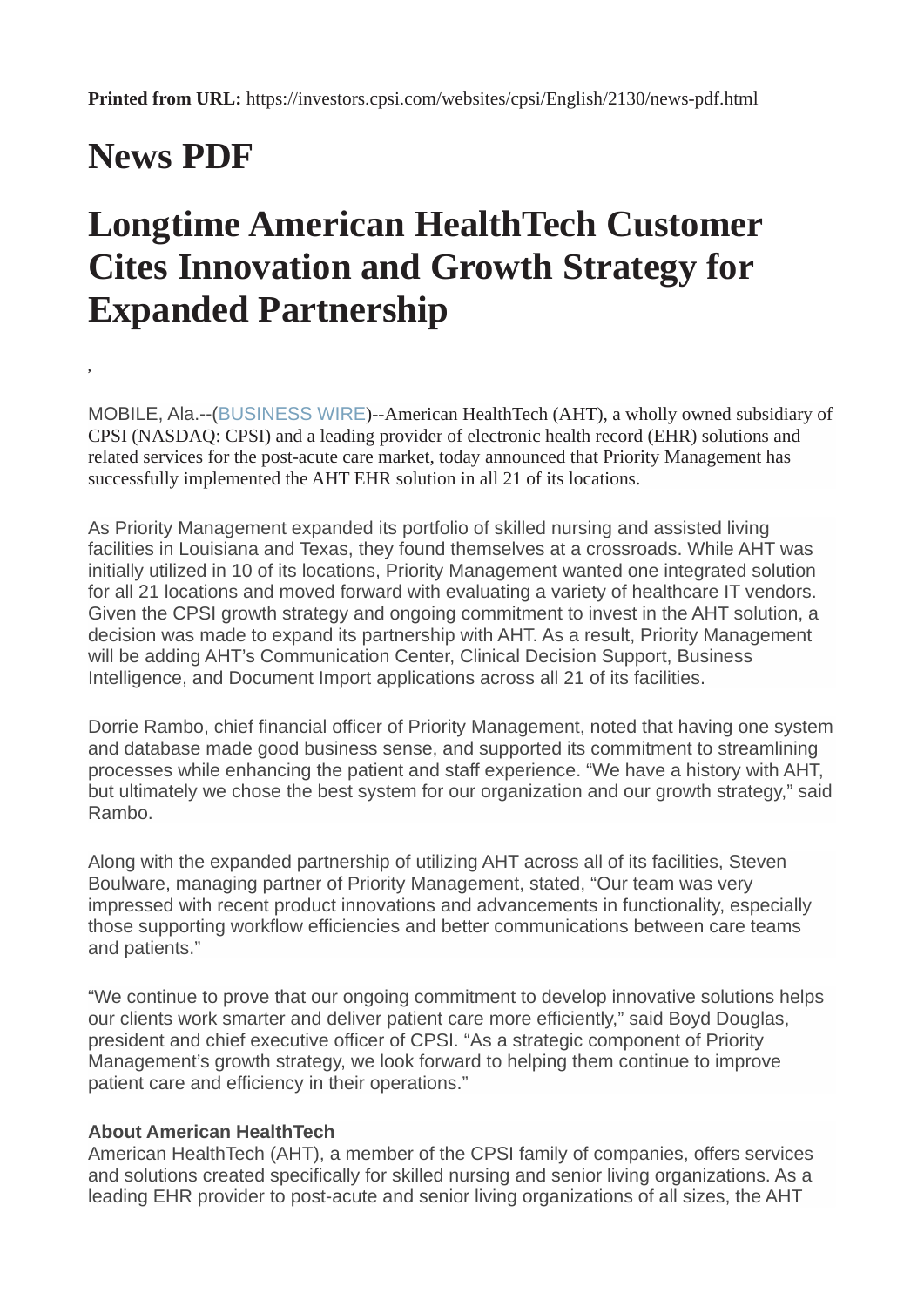**Printed from URL:** https://investors.cpsi.com/websites/cpsi/English/2130/news-pdf.html

# News PDF

# Longtime American HealthTech Customer Cites Innovation and Growth Strategy for Expanded Partnership

,

MOBILE, Ala.--(BUSINESS WIRE)--American HealthTech (AHT), a wholly owned subsidiary of CPSI (NASDAQ: CPSI) and a leading provider of electronic health record (EHR) solutions and related services for the post-acute care market, today announced that Priority Management has successfully implemented the AHT EHR solution in all 21 of its locations.

As Priority Management expanded its portfolio of skilled nursing and assisted living facilities in Louisiana and Texas, they found themselves at a crossroads. While AHT was initially utilized in 10 of its locations, Priority Management wanted one integrated solution for all 21 locations and moved forward with evaluating a variety of healthcare IT vendors. Given the CPSI growth strategy and ongoing commitment to invest in the AHT solution, a decision was made to expand its partnership with AHT. As a result, Priority Management will be adding AHT's Communication Center, Clinical Decision Support, Business Intelligence, and Document Import applications across all 21 of its facilities.

Dorrie Rambo, chief financial officer of Priority Management, noted that having one system and database made good business sense, and supported its commitment to streamlining processes while enhancing the patient and staff experience. "We have a history with AHT, but ultimately we chose the best system for our organization and our growth strategy," said Rambo.

Along with the expanded partnership of utilizing AHT across all of its facilities, Steven Boulware, managing partner of Priority Management, stated, "Our team was very impressed with recent product innovations and advancements in functionality, especially those supporting workflow efficiencies and better communications between care teams and patients."

"We continue to prove that our ongoing commitment to develop innovative solutions helps our clients work smarter and deliver patient care more efficiently," said Boyd Douglas, president and chief executive officer of CPSI. "As a strategic component of Priority Management's growth strategy, we look forward to helping them continue to improve patient care and efficiency in their operations."

**About American HealthTech**

American HealthTech (AHT), a member of the CPSI family of companies, offers services and solutions created specifically for skilled nursing and senior living organizations. As a leading EHR provider to post-acute and senior living organizations of all sizes, the AHT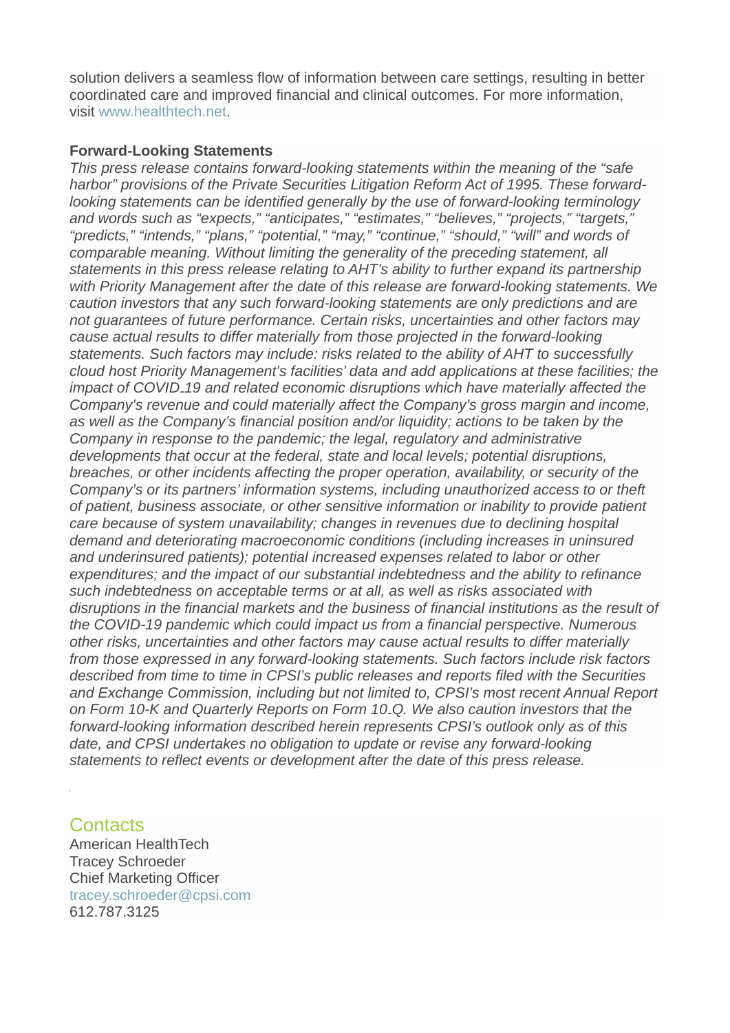solution delivers a seamless flow of information between care settings, resulting in better coordinated care and improved financial and clinical outcomes. For more information, visit www.healthtech.net.

**Forward-Looking Statements**

*This press release contains forward-looking statements within the meaning of the "safe harbor" provisions of the Private Securities Litigation Reform Act of 1995. These forward-looking statements can be identified generally by the use of forward-looking terminology and words such as "expects," "anticipates," "estimates," "believes," "projects," "targets," "predicts," "intends," "plans," "potential," "may," "continue," "should," "will" and words of comparable meaning. Without limiting the generality of the preceding statement, all statements in this press release relating to AHT's ability to further expand its partnership with Priority Management after the date of this release are forward-looking statements. We caution investors that any such forward-looking statements are only predictions and are not guarantees of future performance. Certain risks, uncertainties and other factors may cause actual results to differ materially from those projected in the forward-looking statements. Such factors may include: risks related to the ability of AHT to successfully cloud host Priority Management's facilities' data and add applications at these facilities; the impact of COVID-19 and related economic disruptions which have materially affected the Company's revenue and could materially affect the Company's gross margin and income, as well as the Company's financial position and/or liquidity; actions to be taken by the Company in response to the pandemic; the legal, regulatory and administrative developments that occur at the federal, state and local levels; potential disruptions, breaches, or other incidents affecting the proper operation, availability, or security of the Company's or its partners' information systems, including unauthorized access to or theft of patient, business associate, or other sensitive information or inability to provide patient care because of system unavailability; changes in revenues due to declining hospital demand and deteriorating macroeconomic conditions (including increases in uninsured and underinsured patients); potential increased expenses related to labor or other expenditures; and the impact of our substantial indebtedness and the ability to refinance such indebtedness on acceptable terms or at all, as well as risks associated with disruptions in the financial markets and the business of financial institutions as the result of the COVID-19 pandemic which could impact us from a financial perspective. Numerous other risks, uncertainties and other factors may cause actual results to differ materially from those expressed in any forward-looking statements. Such factors include risk factors described from time to time in CPSI's public releases and reports filed with the Securities and Exchange Commission, including but not limited to, CPSI's most recent Annual Report on Form 10-K and Quarterly Reports on Form 10-Q. We also caution investors that the forward-looking information described herein represents CPSI's outlook only as of this date, and CPSI undertakes no obligation to update or revise any forward-looking statements to reflect events or development after the date of this press release.*

## Contacts

American HealthTech  
Tracey Schroeder  
Chief Marketing Officer  
tracey.schroeder@cpsi.com  
612.787.3125